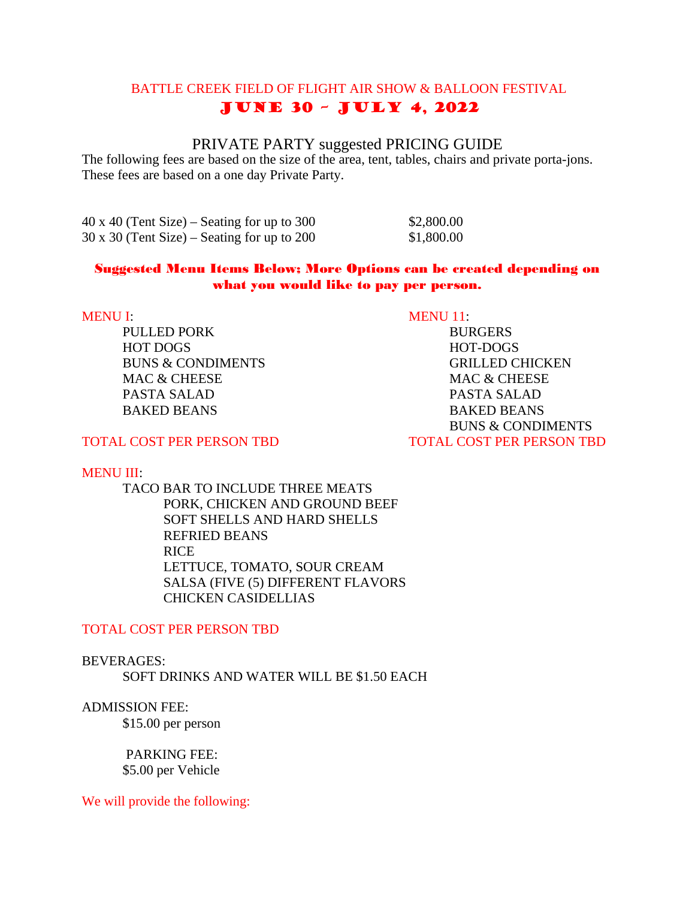# BATTLE CREEK FIELD OF FLIGHT AIR SHOW & BALLOON FESTIVAL

## JUNE 30 – JULY 4, 2022

### PRIVATE PARTY suggested PRICING GUIDE

The following fees are based on the size of the area, tent, tables, chairs and private porta-jons. These fees are based on a one day Private Party.

| | |
|---|---|
| 40 x 40 (Tent Size) – Seating for up to 300 | $2,800.00 |
| 30 x 30 (Tent Size) – Seating for up to 200 | $1,800.00 |

**Suggested Menu Items Below; More Options can be created depending on what you would like to pay per person.**

MENU I:

- PULLED PORK
- HOT DOGS
- BUNS & CONDIMENTS
- MAC & CHEESE
- PASTA SALAD
- BAKED BEANS

TOTAL COST PER PERSON TBD

MENU 11:

- BURGERS
- HOT-DOGS
- GRILLED CHICKEN
- MAC & CHEESE
- PASTA SALAD
- BAKED BEANS
- BUNS & CONDIMENTS

TOTAL COST PER PERSON TBD

MENU III:

- TACO BAR TO INCLUDE THREE MEATS
  - PORK, CHICKEN AND GROUND BEEF
  - SOFT SHELLS AND HARD SHELLS
  - REFRIED BEANS
  - RICE
  - LETTUCE, TOMATO, SOUR CREAM
  - SALSA (FIVE (5) DIFFERENT FLAVORS
  - CHICKEN CASIDELLIAS

TOTAL COST PER PERSON TBD

BEVERAGES:

SOFT DRINKS AND WATER WILL BE $1.50 EACH

ADMISSION FEE:

$15.00 per person

PARKING FEE:

$5.00 per Vehicle

We will provide the following: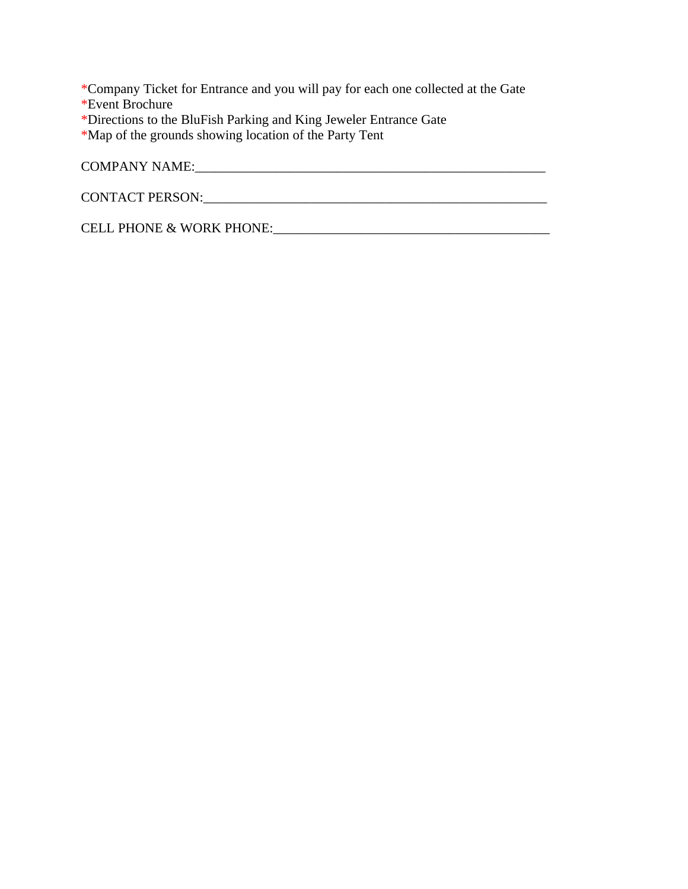*Company Ticket for Entrance and you will pay for each one collected at the Gate
*Event Brochure
*Directions to the BluFish Parking and King Jeweler Entrance Gate
*Map of the grounds showing location of the Party Tent

COMPANY NAME:_______________________________________________________

CONTACT PERSON:_____________________________________________________

CELL PHONE & WORK PHONE:__________________________________________